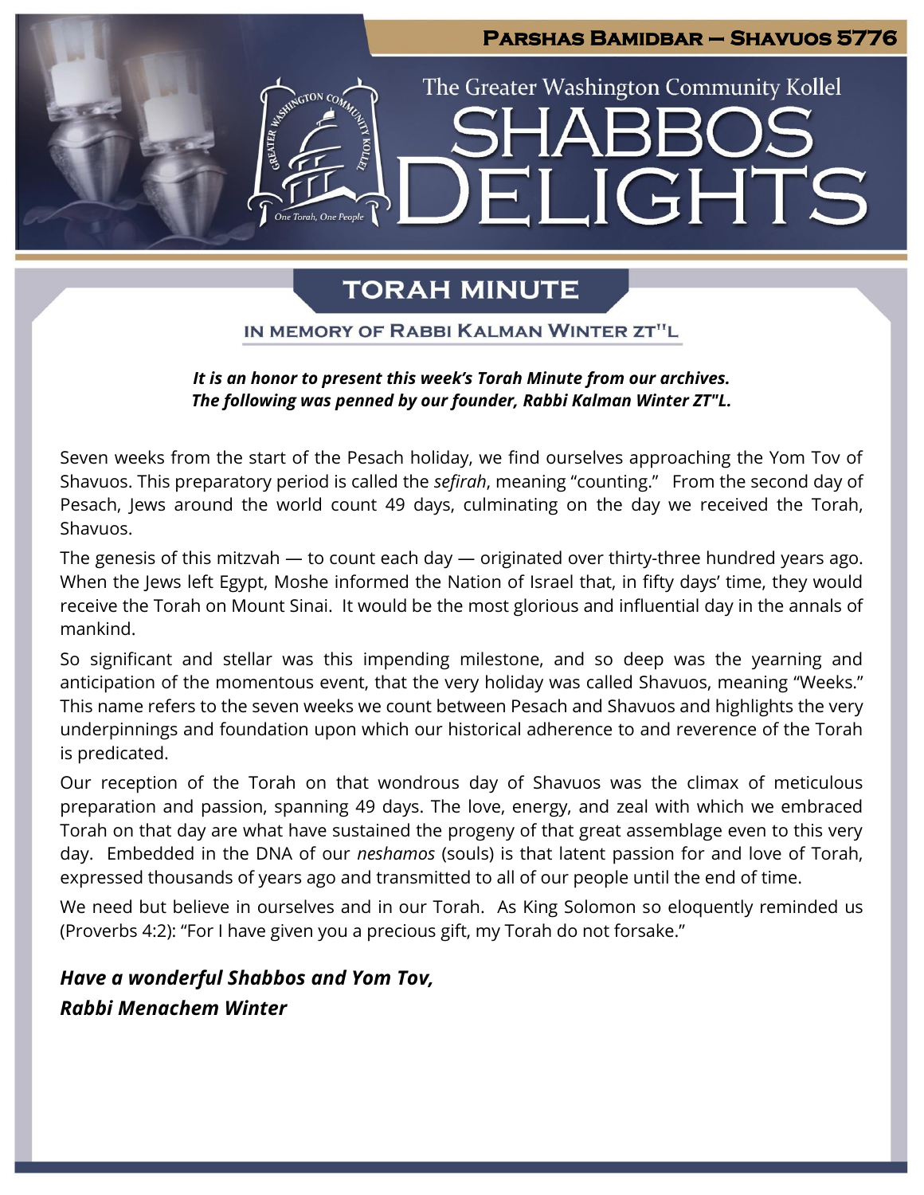**Parshas Bamidbar – Shavuos 5776**

The Greater Washington Community Kollel

# Shabbos Delights

## Torah Minute

### In Memory of Rabbi Kalman Winter ZT"L

***It is an honor to present this week's Torah Minute from our archives. The following was penned by our founder, Rabbi Kalman Winter ZT"L.***

Seven weeks from the start of the Pesach holiday, we find ourselves approaching the Yom Tov of Shavuos. This preparatory period is called the *sefirah*, meaning "counting." From the second day of Pesach, Jews around the world count 49 days, culminating on the day we received the Torah, Shavuos.

The genesis of this mitzvah — to count each day — originated over thirty-three hundred years ago. When the Jews left Egypt, Moshe informed the Nation of Israel that, in fifty days' time, they would receive the Torah on Mount Sinai. It would be the most glorious and influential day in the annals of mankind.

So significant and stellar was this impending milestone, and so deep was the yearning and anticipation of the momentous event, that the very holiday was called Shavuos, meaning "Weeks." This name refers to the seven weeks we count between Pesach and Shavuos and highlights the very underpinnings and foundation upon which our historical adherence to and reverence of the Torah is predicated.

Our reception of the Torah on that wondrous day of Shavuos was the climax of meticulous preparation and passion, spanning 49 days. The love, energy, and zeal with which we embraced Torah on that day are what have sustained the progeny of that great assemblage even to this very day. Embedded in the DNA of our *neshamos* (souls) is that latent passion for and love of Torah, expressed thousands of years ago and transmitted to all of our people until the end of time.

We need but believe in ourselves and in our Torah. As King Solomon so eloquently reminded us (Proverbs 4:2): "For I have given you a precious gift, my Torah do not forsake."

***Have a wonderful Shabbos and Yom Tov,***
***Rabbi Menachem Winter***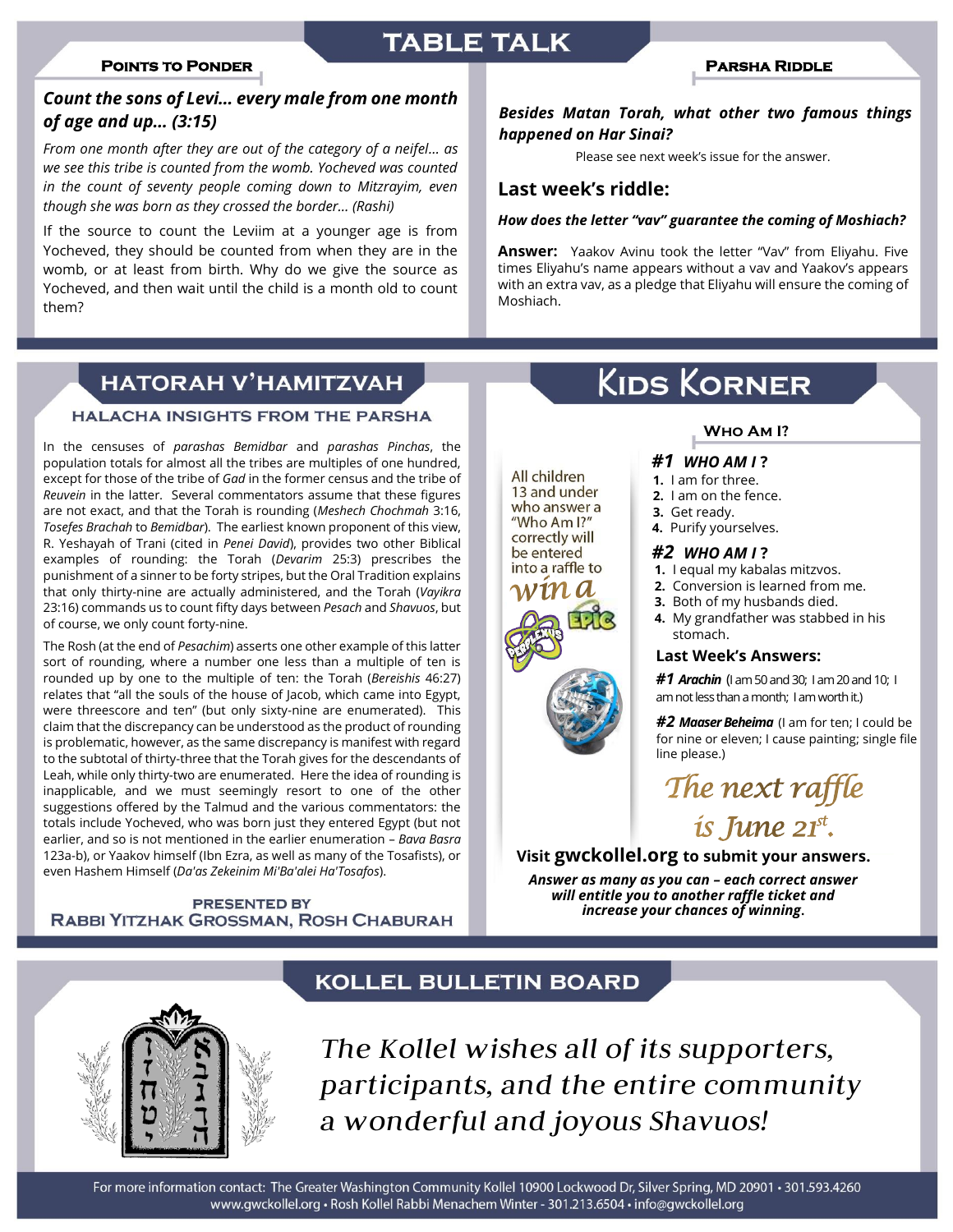# TABLE TALK

## Points to Ponder

***Count the sons of Levi... every male from one month of age and up... (3:15)***

*From one month after they are out of the category of a neifel... as we see this tribe is counted from the womb. Yocheved was counted in the count of seventy people coming down to Mitzrayim, even though she was born as they crossed the border... (Rashi)*

If the source to count the Leviim at a younger age is from Yocheved, they should be counted from when they are in the womb, or at least from birth. Why do we give the source as Yocheved, and then wait until the child is a month old to count them?

## Parsha Riddle

***Besides Matan Torah, what other two famous things happened on Har Sinai?***

Please see next week's issue for the answer.

### Last week's riddle:

***How does the letter "vav" guarantee the coming of Moshiach?***

**Answer:** Yaakov Avinu took the letter "Vav" from Eliyahu. Five times Eliyahu's name appears without a vav and Yaakov's appears with an extra vav, as a pledge that Eliyahu will ensure the coming of Moshiach.

# HATORAH V'HAMITZVAH

## HALACHA INSIGHTS FROM THE PARSHA

In the censuses of *parashas Bemidbar* and *parashas Pinchas*, the population totals for almost all the tribes are multiples of one hundred, except for those of the tribe of *Gad* in the former census and the tribe of *Reuvein* in the latter. Several commentators assume that these figures are not exact, and that the Torah is rounding (*Meshech Chochmah* 3:16, *Tosefes Brachah* to *Bemidbar*). The earliest known proponent of this view, R. Yeshayah of Trani (cited in *Penei David*), provides two other Biblical examples of rounding: the Torah (*Devarim* 25:3) prescribes the punishment of a sinner to be forty stripes, but the Oral Tradition explains that only thirty-nine are actually administered, and the Torah (*Vayikra* 23:16) commands us to count fifty days between *Pesach* and *Shavuos*, but of course, we only count forty-nine.

The Rosh (at the end of *Pesachim*) asserts one other example of this latter sort of rounding, where a number one less than a multiple of ten is rounded up by one to the multiple of ten: the Torah (*Bereishis* 46:27) relates that "all the souls of the house of Jacob, which came into Egypt, were threescore and ten" (but only sixty-nine are enumerated). This claim that the discrepancy can be understood as the product of rounding is problematic, however, as the same discrepancy is manifest with regard to the subtotal of thirty-three that the Torah gives for the descendants of Leah, while only thirty-two are enumerated. Here the idea of rounding is inapplicable, and we must seemingly resort to one of the other suggestions offered by the Talmud and the various commentators: the totals include Yocheved, who was born just they entered Egypt (but not earlier, and so is not mentioned in the earlier enumeration – *Bava Basra* 123a-b), or Yaakov himself (Ibn Ezra, as well as many of the Tosafists), or even Hashem Himself (*Da'as Zekeinim Mi'Ba'alei Ha'Tosafos*).

PRESENTED BY
RABBI YITZHAK GROSSMAN, ROSH CHABURAH

# KIDS KORNER

All children 13 and under who answer a "Who Am I?" correctly will be entered into a raffle to *win a* EPIC Perplexus

## Who Am I?

### #1 WHO AM I ?

1. I am for three.
2. I am on the fence.
3. Get ready.
4. Purify yourselves.

### #2 WHO AM I ?

1. I equal my kabalas mitzvos.
2. Conversion is learned from me.
3. Both of my husbands died.
4. My grandfather was stabbed in his stomach.

### Last Week's Answers:

***#1 Arachin*** (I am 50 and 30; I am 20 and 10; I am not less than a month; I am worth it.)

***#2 Maaser Beheima*** (I am for ten; I could be for nine or eleven; I cause painting; single file line please.)

*The next raffle is June 21st.*

Visit **gwckollel.org** to submit your answers.

***Answer as many as you can – each correct answer will entitle you to another raffle ticket and increase your chances of winning.***

# KOLLEL BULLETIN BOARD

*The Kollel wishes all of its supporters, participants, and the entire community a wonderful and joyous Shavuos!*

For more information contact: The Greater Washington Community Kollel 10900 Lockwood Dr, Silver Spring, MD 20901 • 301.593.4260
www.gwckollel.org • Rosh Kollel Rabbi Menachem Winter - 301.213.6504 • info@gwckollel.org